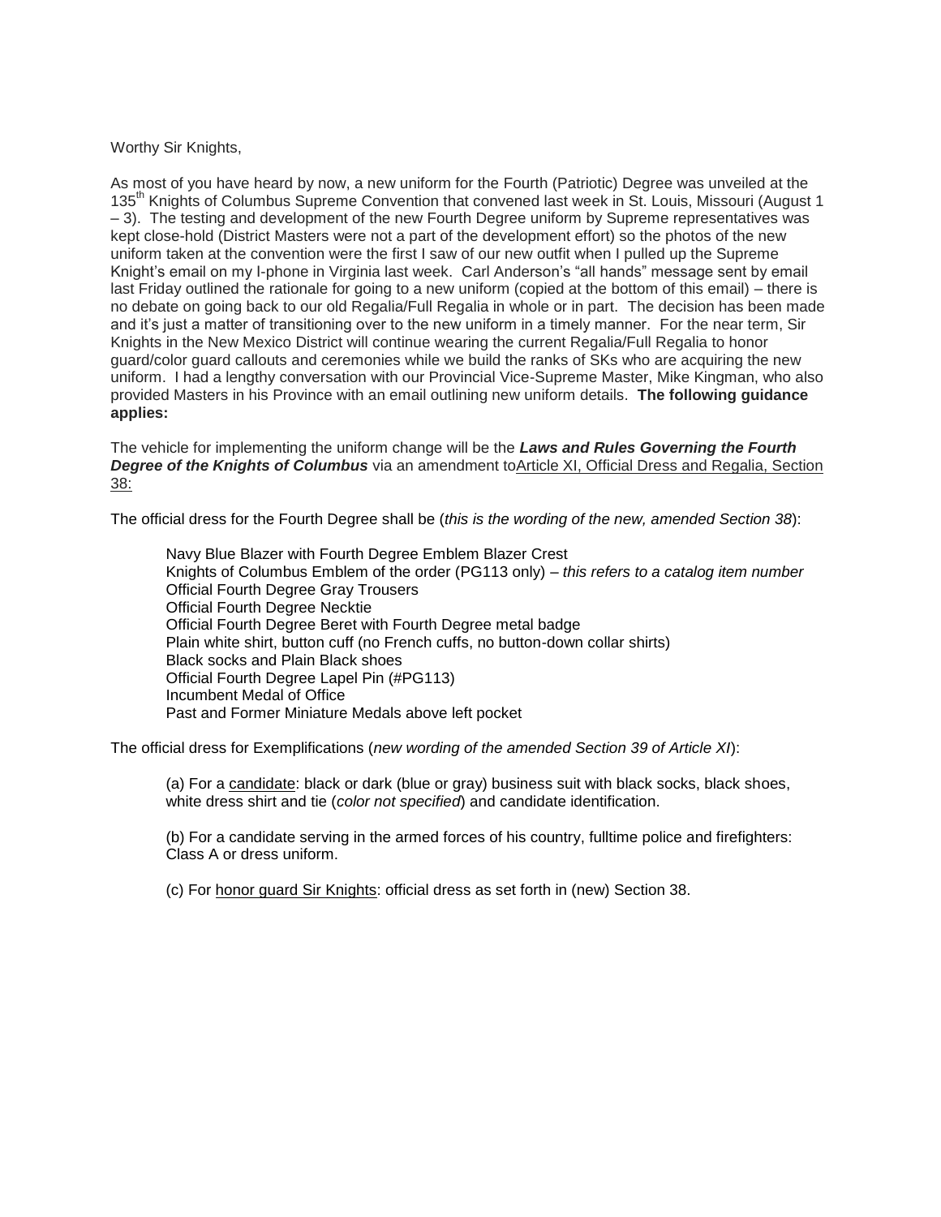Worthy Sir Knights,

As most of you have heard by now, a new uniform for the Fourth (Patriotic) Degree was unveiled at the 135th Knights of Columbus Supreme Convention that convened last week in St. Louis, Missouri (August 1 – 3). The testing and development of the new Fourth Degree uniform by Supreme representatives was kept close-hold (District Masters were not a part of the development effort) so the photos of the new uniform taken at the convention were the first I saw of our new outfit when I pulled up the Supreme Knight's email on my I-phone in Virginia last week. Carl Anderson's "all hands" message sent by email last Friday outlined the rationale for going to a new uniform (copied at the bottom of this email) – there is no debate on going back to our old Regalia/Full Regalia in whole or in part. The decision has been made and it's just a matter of transitioning over to the new uniform in a timely manner. For the near term, Sir Knights in the New Mexico District will continue wearing the current Regalia/Full Regalia to honor guard/color guard callouts and ceremonies while we build the ranks of SKs who are acquiring the new uniform. I had a lengthy conversation with our Provincial Vice-Supreme Master, Mike Kingman, who also provided Masters in his Province with an email outlining new uniform details. **The following guidance applies:**

The vehicle for implementing the uniform change will be the ***Laws and Rules Governing the Fourth Degree of the Knights of Columbus*** via an amendment to Article XI, Official Dress and Regalia, Section 38:

The official dress for the Fourth Degree shall be (*this is the wording of the new, amended Section 38*):

> Navy Blue Blazer with Fourth Degree Emblem Blazer Crest
> Knights of Columbus Emblem of the order (PG113 only) – *this refers to a catalog item number*
> Official Fourth Degree Gray Trousers
> Official Fourth Degree Necktie
> Official Fourth Degree Beret with Fourth Degree metal badge
> Plain white shirt, button cuff (no French cuffs, no button-down collar shirts)
> Black socks and Plain Black shoes
> Official Fourth Degree Lapel Pin (#PG113)
> Incumbent Medal of Office
> Past and Former Miniature Medals above left pocket

The official dress for Exemplifications (*new wording of the amended Section 39 of Article XI*):

> (a) For a candidate: black or dark (blue or gray) business suit with black socks, black shoes, white dress shirt and tie (*color not specified*) and candidate identification.
>
> (b) For a candidate serving in the armed forces of his country, fulltime police and firefighters: Class A or dress uniform.
>
> (c) For honor guard Sir Knights: official dress as set forth in (new) Section 38.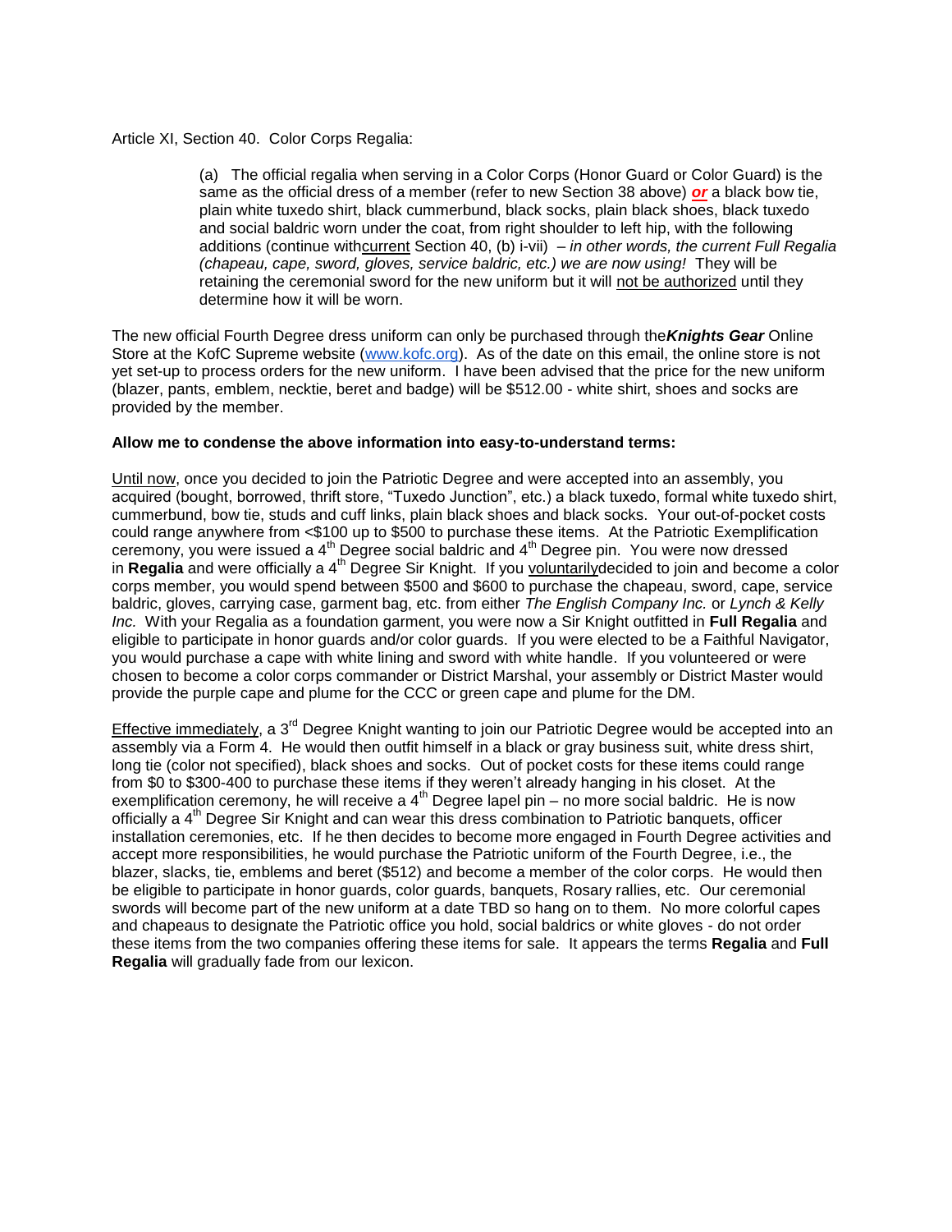Article XI, Section 40. Color Corps Regalia:

> (a) The official regalia when serving in a Color Corps (Honor Guard or Color Guard) is the same as the official dress of a member (refer to new Section 38 above) ***or*** a black bow tie, plain white tuxedo shirt, black cummerbund, black socks, plain black shoes, black tuxedo and social baldric worn under the coat, from right shoulder to left hip, with the following additions (continue with current Section 40, (b) i-vii) – *in other words, the current Full Regalia (chapeau, cape, sword, gloves, service baldric, etc.) we are now using!* They will be retaining the ceremonial sword for the new uniform but it will not be authorized until they determine how it will be worn.

The new official Fourth Degree dress uniform can only be purchased through the ***Knights Gear*** Online Store at the KofC Supreme website (www.kofc.org). As of the date on this email, the online store is not yet set-up to process orders for the new uniform. I have been advised that the price for the new uniform (blazer, pants, emblem, necktie, beret and badge) will be $512.00 - white shirt, shoes and socks are provided by the member.

**Allow me to condense the above information into easy-to-understand terms:**

Until now, once you decided to join the Patriotic Degree and were accepted into an assembly, you acquired (bought, borrowed, thrift store, "Tuxedo Junction", etc.) a black tuxedo, formal white tuxedo shirt, cummerbund, bow tie, studs and cuff links, plain black shoes and black socks. Your out-of-pocket costs could range anywhere from <$100 up to $500 to purchase these items. At the Patriotic Exemplification ceremony, you were issued a 4th Degree social baldric and 4th Degree pin. You were now dressed in **Regalia** and were officially a 4th Degree Sir Knight. If you voluntarily decided to join and become a color corps member, you would spend between $500 and $600 to purchase the chapeau, sword, cape, service baldric, gloves, carrying case, garment bag, etc. from either *The English Company Inc.* or *Lynch & Kelly Inc.* With your Regalia as a foundation garment, you were now a Sir Knight outfitted in **Full Regalia** and eligible to participate in honor guards and/or color guards. If you were elected to be a Faithful Navigator, you would purchase a cape with white lining and sword with white handle. If you volunteered or were chosen to become a color corps commander or District Marshal, your assembly or District Master would provide the purple cape and plume for the CCC or green cape and plume for the DM.

Effective immediately, a 3rd Degree Knight wanting to join our Patriotic Degree would be accepted into an assembly via a Form 4. He would then outfit himself in a black or gray business suit, white dress shirt, long tie (color not specified), black shoes and socks. Out of pocket costs for these items could range from $0 to $300-400 to purchase these items if they weren't already hanging in his closet. At the exemplification ceremony, he will receive a 4th Degree lapel pin – no more social baldric. He is now officially a 4th Degree Sir Knight and can wear this dress combination to Patriotic banquets, officer installation ceremonies, etc. If he then decides to become more engaged in Fourth Degree activities and accept more responsibilities, he would purchase the Patriotic uniform of the Fourth Degree, i.e., the blazer, slacks, tie, emblems and beret ($512) and become a member of the color corps. He would then be eligible to participate in honor guards, color guards, banquets, Rosary rallies, etc. Our ceremonial swords will become part of the new uniform at a date TBD so hang on to them. No more colorful capes and chapeaus to designate the Patriotic office you hold, social baldrics or white gloves - do not order these items from the two companies offering these items for sale. It appears the terms **Regalia** and **Full Regalia** will gradually fade from our lexicon.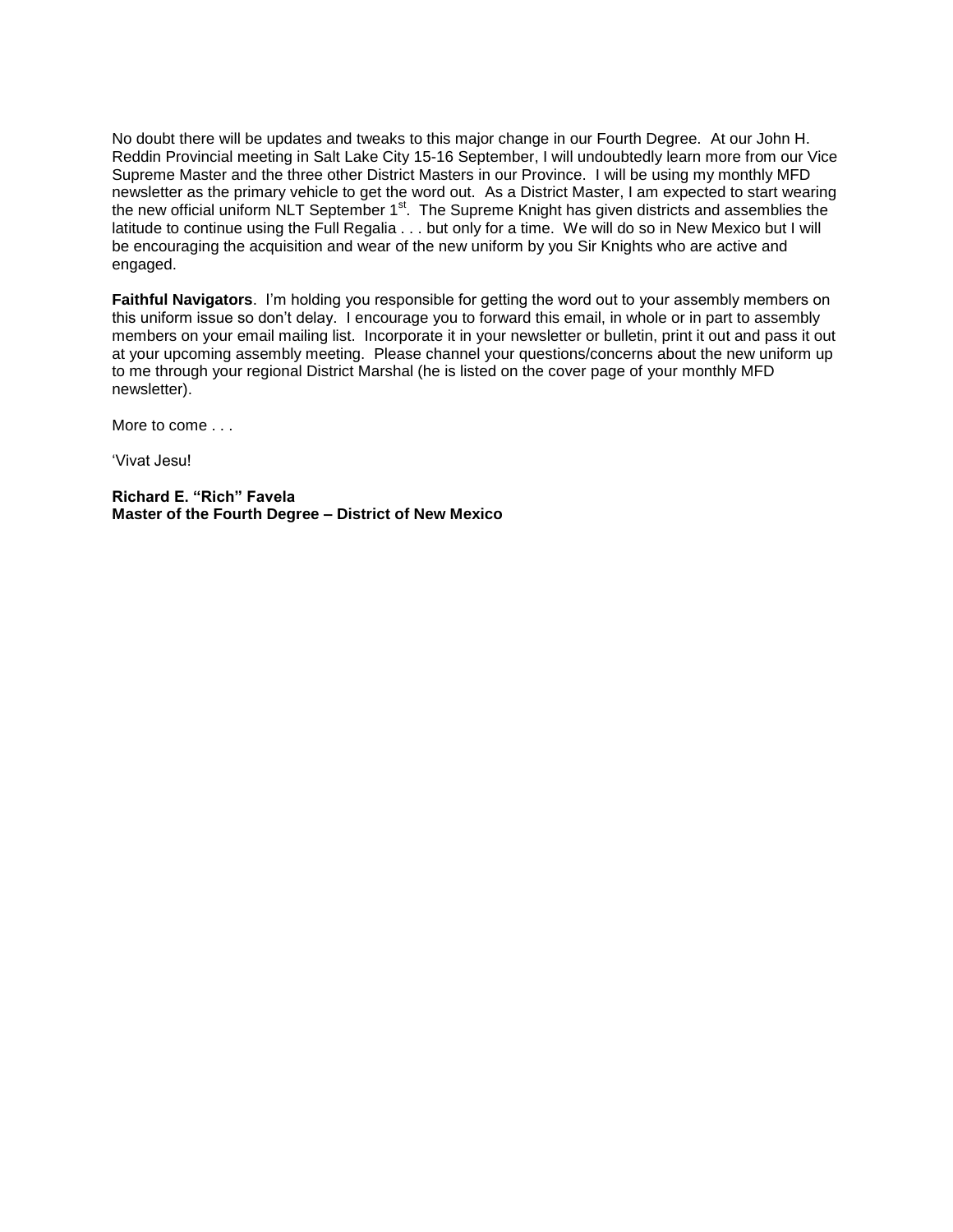No doubt there will be updates and tweaks to this major change in our Fourth Degree. At our John H. Reddin Provincial meeting in Salt Lake City 15-16 September, I will undoubtedly learn more from our Vice Supreme Master and the three other District Masters in our Province. I will be using my monthly MFD newsletter as the primary vehicle to get the word out. As a District Master, I am expected to start wearing the new official uniform NLT September 1st. The Supreme Knight has given districts and assemblies the latitude to continue using the Full Regalia . . . but only for a time. We will do so in New Mexico but I will be encouraging the acquisition and wear of the new uniform by you Sir Knights who are active and engaged.

**Faithful Navigators**. I'm holding you responsible for getting the word out to your assembly members on this uniform issue so don't delay. I encourage you to forward this email, in whole or in part to assembly members on your email mailing list. Incorporate it in your newsletter or bulletin, print it out and pass it out at your upcoming assembly meeting. Please channel your questions/concerns about the new uniform up to me through your regional District Marshal (he is listed on the cover page of your monthly MFD newsletter).

More to come . . .

'Vivat Jesu!

**Richard E. "Rich" Favela**
**Master of the Fourth Degree – District of New Mexico**